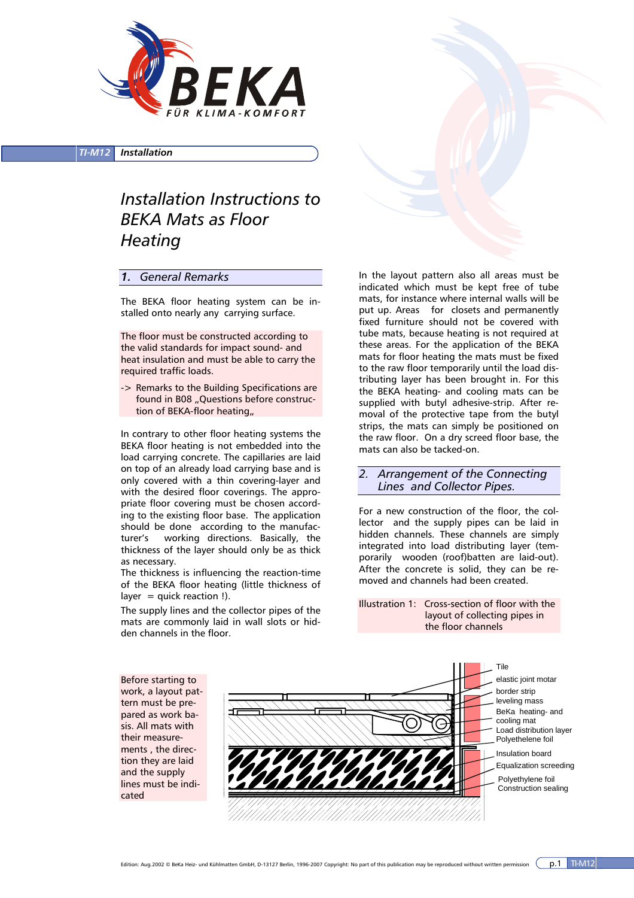BEKA

FÜR KLIMA-KOMFORT

TI-M12 **Installation**

# Installation Instructions to BEKA Mats as Floor Heating

## 1. General Remarks

The BEKA floor heating system can be installed onto nearly any carrying surface.

The floor must be constructed according to the valid standards for impact sound- and heat insulation and must be able to carry the required traffic loads.

-> Remarks to the Building Specifications are found in B08 „Questions before construction of BEKA-floor heating„

In contrary to other floor heating systems the BEKA floor heating is not embedded into the load carrying concrete. The capillaries are laid on top of an already load carrying base and is only covered with a thin covering-layer and with the desired floor coverings. The appropriate floor covering must be chosen according to the existing floor base. The application should be done according to the manufacturer's working directions. Basically, the thickness of the layer should only be as thick as necessary.
The thickness is influencing the reaction-time of the BEKA floor heating (little thickness of layer = quick reaction !).

The supply lines and the collector pipes of the mats are commonly laid in wall slots or hidden channels in the floor.

In the layout pattern also all areas must be indicated which must be kept free of tube mats, for instance where internal walls will be put up. Areas for closets and permanently fixed furniture should not be covered with tube mats, because heating is not required at these areas. For the application of the BEKA mats for floor heating the mats must be fixed to the raw floor temporarily until the load distributing layer has been brought in. For this the BEKA heating- and cooling mats can be supplied with butyl adhesive-strip. After removal of the protective tape from the butyl strips, the mats can simply be positioned on the raw floor. On a dry screed floor base, the mats can also be tacked-on.

## 2. Arrangement of the Connecting Lines and Collector Pipes.

For a new construction of the floor, the collector and the supply pipes can be laid in hidden channels. These channels are simply integrated into load distributing layer (temporarily wooden (roof)batten are laid-out). After the concrete is solid, they can be removed and channels had been created.

Illustration 1: Cross-section of floor with the layout of collecting pipes in the floor channels

Before starting to work, a layout pattern must be prepared as work basis. All mats with their measurements , the direction they are laid and the supply lines must be indicated

Tile
elastic joint motar
border strip
leveling mass
BeKa heating- and cooling mat
Load distribution layer
Polyethelene foil
Insulation board
Equalization screeding
Polyethelene foil
Construction sealing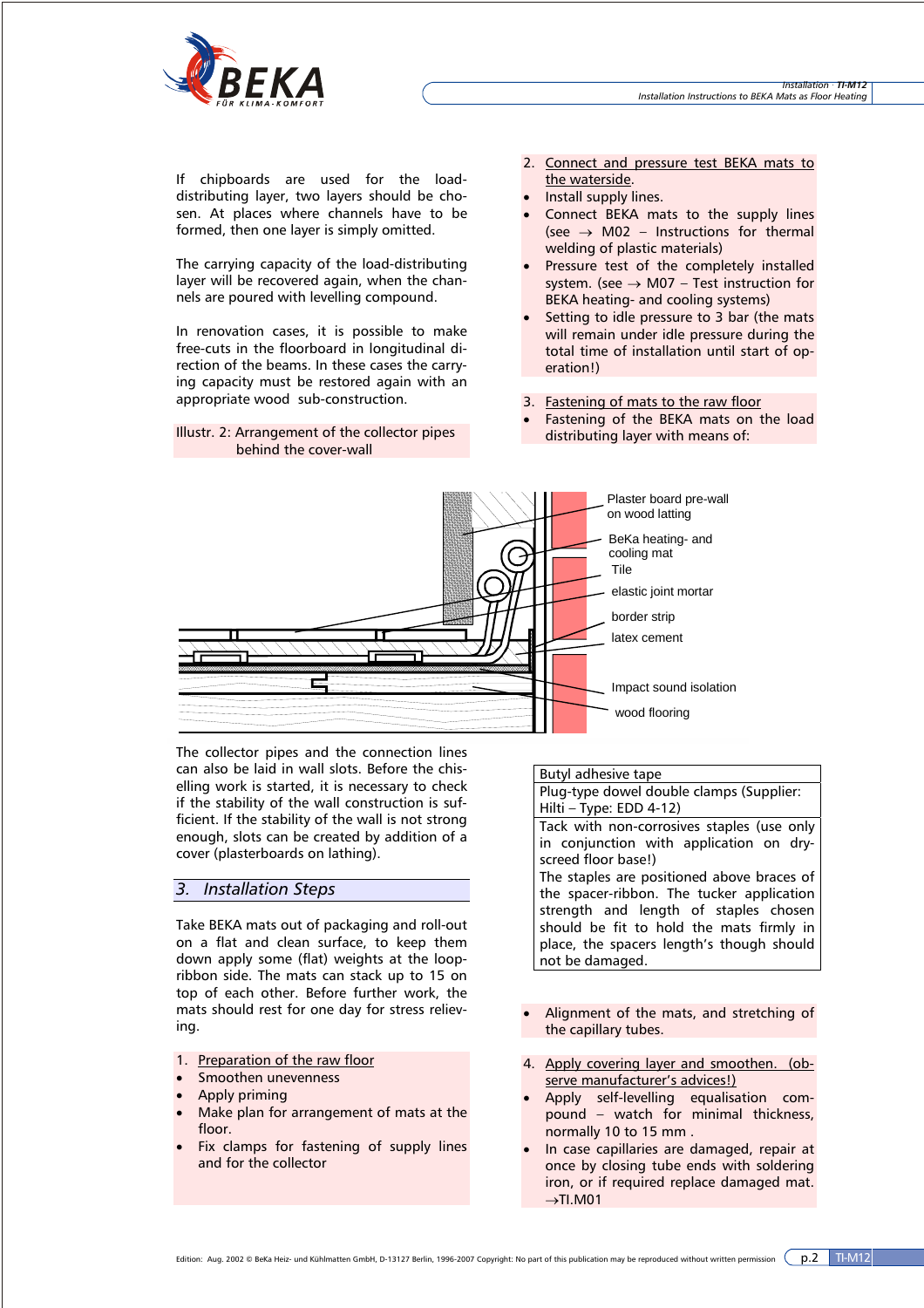If chipboards are used for the load-distributing layer, two layers should be chosen. At places where channels have to be formed, then one layer is simply omitted.

The carrying capacity of the load-distributing layer will be recovered again, when the channels are poured with levelling compound.

In renovation cases, it is possible to make free-cuts in the floorboard in longitudinal direction of the beams. In these cases the carrying capacity must be restored again with an appropriate wood sub-construction.

Illustr. 2: Arrangement of the collector pipes behind the cover-wall

Plaster board pre-wall on wood latting

BeKa heating- and cooling mat

Tile

elastic joint mortar

border strip

latex cement

Impact sound isolation

wood flooring

The collector pipes and the connection lines can also be laid in wall slots. Before the chiselling work is started, it is necessary to check if the stability of the wall construction is sufficient. If the stability of the wall is not strong enough, slots can be created by addition of a cover (plasterboards on lathing).

## *3. Installation Steps*

Take BEKA mats out of packaging and roll-out on a flat and clean surface, to keep them down apply some (flat) weights at the loop-ribbon side. The mats can stack up to 15 on top of each other. Before further work, the mats should rest for one day for stress relieving.

1. Preparation of the raw floor
- Smoothen unevenness
- Apply priming
- Make plan for arrangement of mats at the floor.
- Fix clamps for fastening of supply lines and for the collector

2. Connect and pressure test BEKA mats to the waterside.
- Install supply lines.
- Connect BEKA mats to the supply lines (see → M02 – Instructions for thermal welding of plastic materials)
- Pressure test of the completely installed system. (see → M07 – Test instruction for BEKA heating- and cooling systems)
- Setting to idle pressure to 3 bar (the mats will remain under idle pressure during the total time of installation until start of operation!)

3. Fastening of mats to the raw floor
- Fastening of the BEKA mats on the load distributing layer with means of:

| |
|---|
| Butyl adhesive tape |
| Plug-type dowel double clamps (Supplier: Hilti – Type: EDD 4-12) |
| Tack with non-corrosives staples (use only in conjunction with application on dry-screed floor base!) The staples are positioned above braces of the spacer-ribbon. The tucker application strength and length of staples chosen should be fit to hold the mats firmly in place, the spacers length's though should not be damaged. |

- Alignment of the mats, and stretching of the capillary tubes.

4. Apply covering layer and smoothen. (observe manufacturer's advices!)
- Apply self-levelling equalisation compound – watch for minimal thickness, normally 10 to 15 mm .
- In case capillaries are damaged, repair at once by closing tube ends with soldering iron, or if required replace damaged mat. →TI.M01